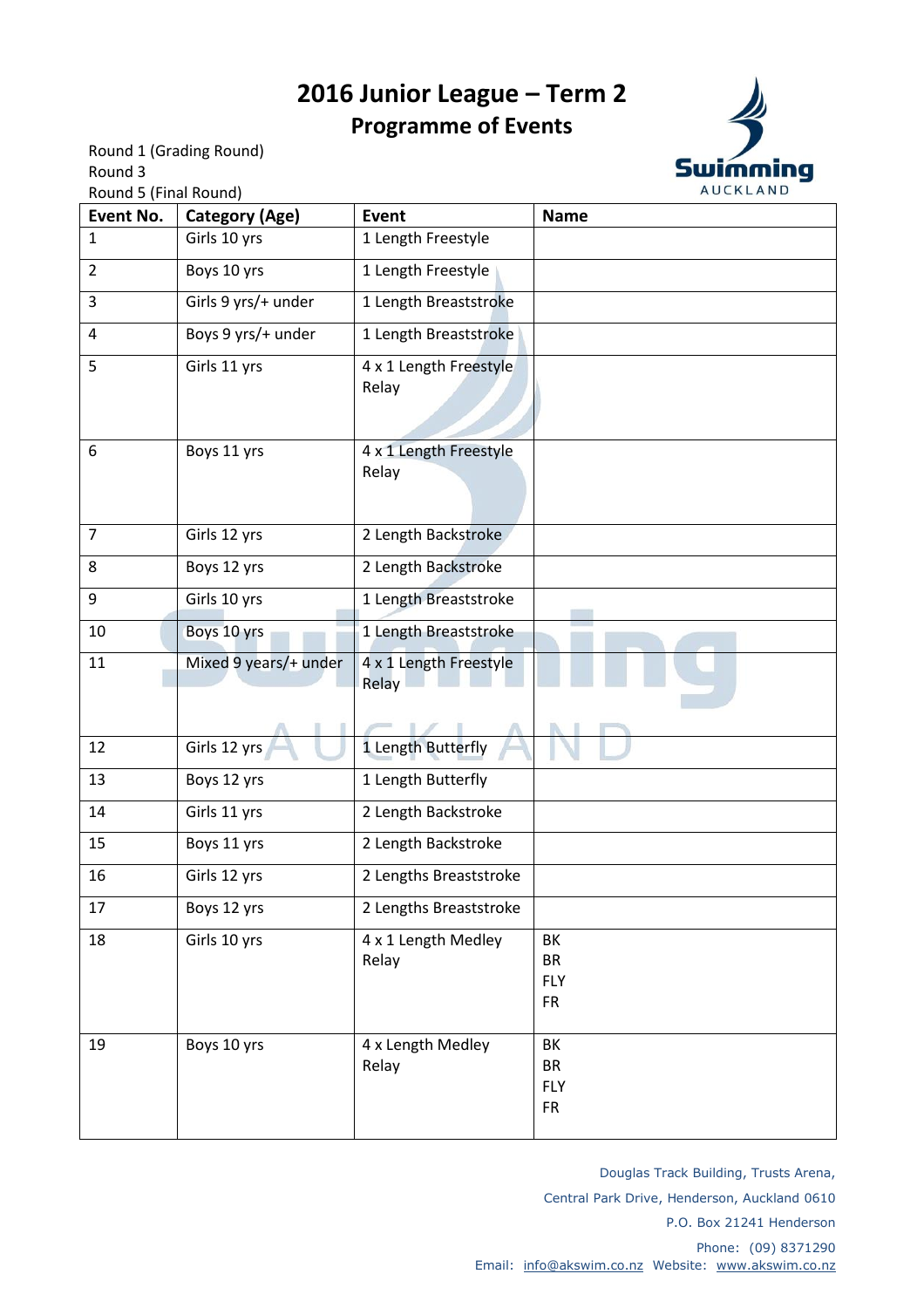# 2016 Junior League – Term 2

## Programme of Events

Round 1 (Grading Round)
Round 3
Round 5 (Final Round)

| Event No. | Category (Age) | Event | Name |
|---|---|---|---|
| 1 | Girls 10 yrs | 1 Length Freestyle | |
| 2 | Boys 10 yrs | 1 Length Freestyle | |
| 3 | Girls 9 yrs/+ under | 1 Length Breaststroke | |
| 4 | Boys 9 yrs/+ under | 1 Length Breaststroke | |
| 5 | Girls 11 yrs | 4 x 1 Length Freestyle Relay | |
| 6 | Boys 11 yrs | 4 x 1 Length Freestyle Relay | |
| 7 | Girls 12 yrs | 2 Length Backstroke | |
| 8 | Boys 12 yrs | 2 Length Backstroke | |
| 9 | Girls 10 yrs | 1 Length Breaststroke | |
| 10 | Boys 10 yrs | 1 Length Breaststroke | |
| 11 | Mixed 9 years/+ under | 4 x 1 Length Freestyle Relay | |
| 12 | Girls 12 yrs | 1 Length Butterfly | |
| 13 | Boys 12 yrs | 1 Length Butterfly | |
| 14 | Girls 11 yrs | 2 Length Backstroke | |
| 15 | Boys 11 yrs | 2 Length Backstroke | |
| 16 | Girls 12 yrs | 2 Lengths Breaststroke | |
| 17 | Boys 12 yrs | 2 Lengths Breaststroke | |
| 18 | Girls 10 yrs | 4 x 1 Length Medley Relay | BK<br>BR<br>FLY<br>FR |
| 19 | Boys 10 yrs | 4 x Length Medley Relay | BK<br>BR<br>FLY<br>FR |

Douglas Track Building, Trusts Arena,
Central Park Drive, Henderson, Auckland 0610
P.O. Box 21241 Henderson
Phone: (09) 8371290
Email: info@akswim.co.nz Website: www.akswim.co.nz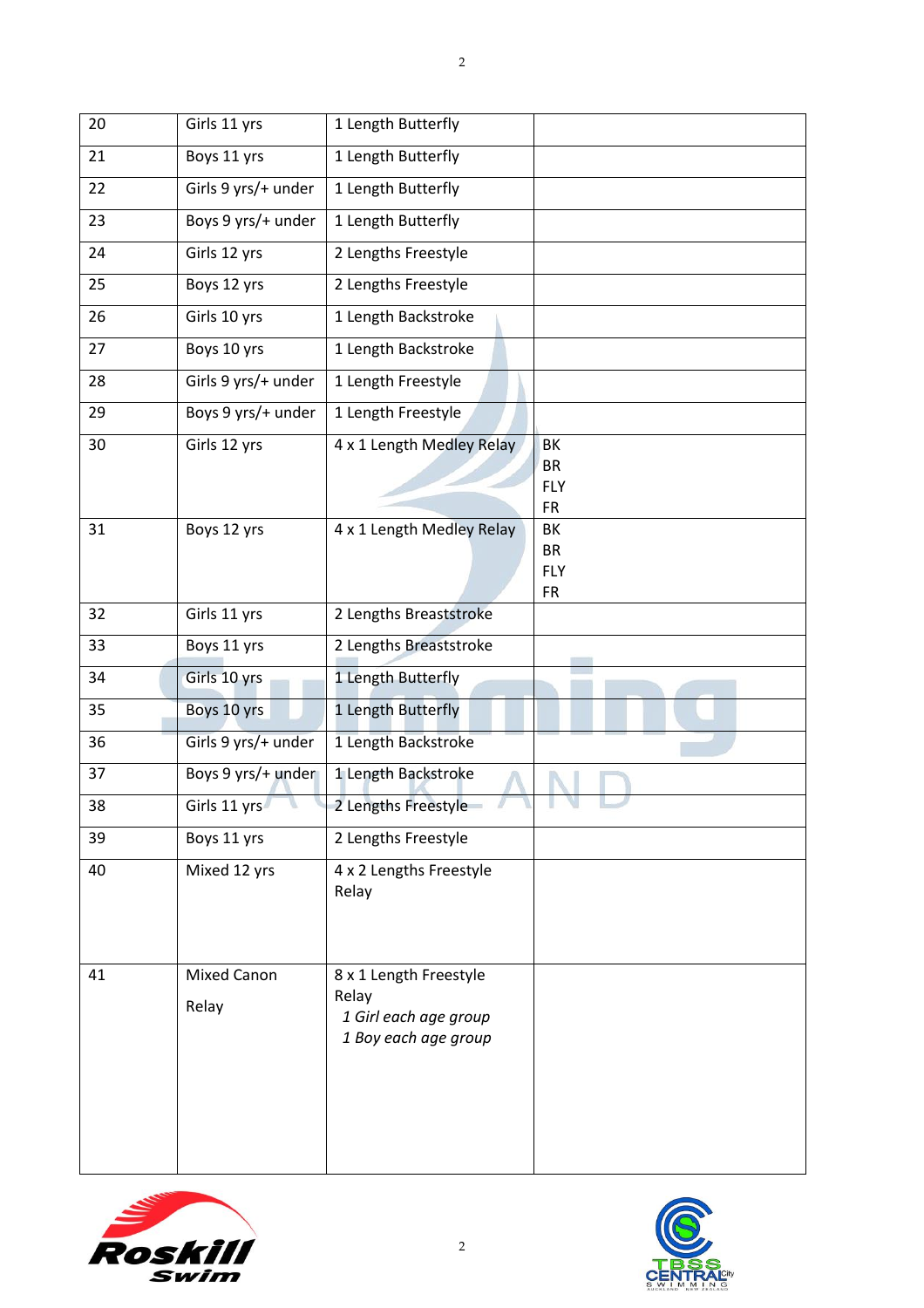| | | | |
|---|---|---|---|
| 20 | Girls 11 yrs | 1 Length Butterfly | |
| 21 | Boys 11 yrs | 1 Length Butterfly | |
| 22 | Girls 9 yrs/+ under | 1 Length Butterfly | |
| 23 | Boys 9 yrs/+ under | 1 Length Butterfly | |
| 24 | Girls 12 yrs | 2 Lengths Freestyle | |
| 25 | Boys 12 yrs | 2 Lengths Freestyle | |
| 26 | Girls 10 yrs | 1 Length Backstroke | |
| 27 | Boys 10 yrs | 1 Length Backstroke | |
| 28 | Girls 9 yrs/+ under | 1 Length Freestyle | |
| 29 | Boys 9 yrs/+ under | 1 Length Freestyle | |
| 30 | Girls 12 yrs | 4 x 1 Length Medley Relay | BK<br>BR<br>FLY<br>FR |
| 31 | Boys 12 yrs | 4 x 1 Length Medley Relay | BK<br>BR<br>FLY<br>FR |
| 32 | Girls 11 yrs | 2 Lengths Breaststroke | |
| 33 | Boys 11 yrs | 2 Lengths Breaststroke | |
| 34 | Girls 10 yrs | 1 Length Butterfly | |
| 35 | Boys 10 yrs | 1 Length Butterfly | |
| 36 | Girls 9 yrs/+ under | 1 Length Backstroke | |
| 37 | Boys 9 yrs/+ under | 1 Length Backstroke | |
| 38 | Girls 11 yrs | 2 Lengths Freestyle | |
| 39 | Boys 11 yrs | 2 Lengths Freestyle | |
| 40 | Mixed 12 yrs | 4 x 2 Lengths Freestyle Relay | |
| 41 | Mixed Canon Relay | 8 x 1 Length Freestyle Relay<br>*1 Girl each age group*<br>*1 Boy each age group* | |